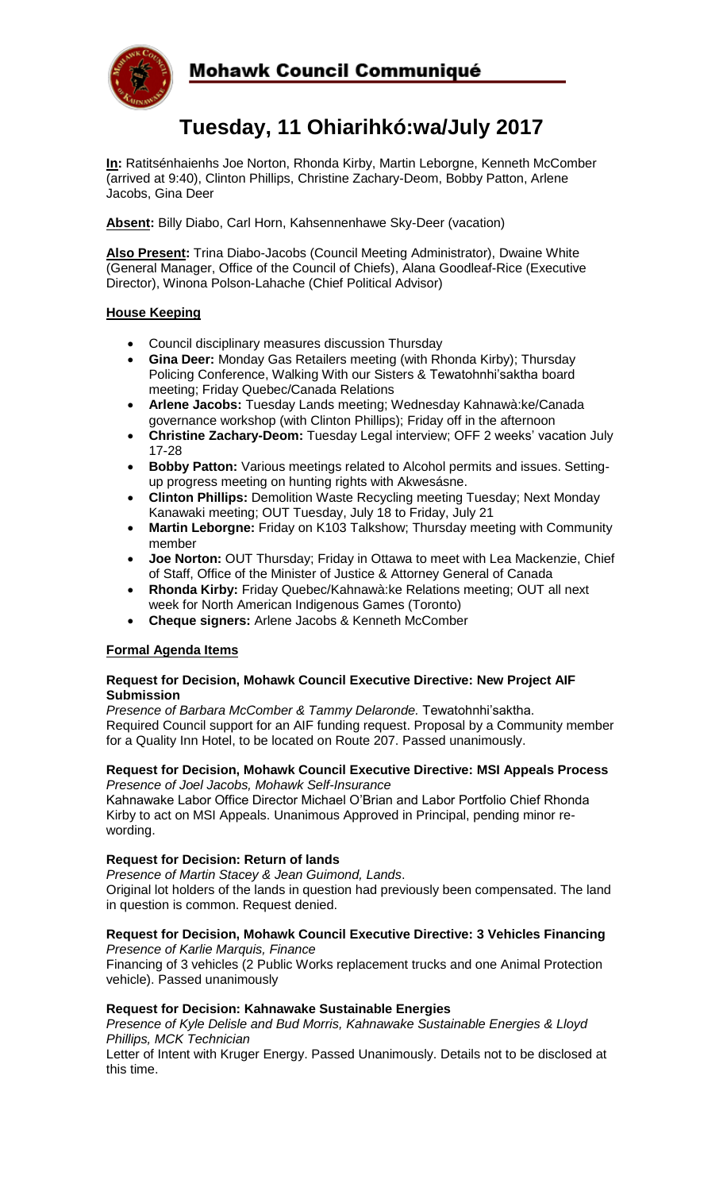# Mohawk Council Communiqué

# Tuesday, 11 Ohiarihkó:wa/July 2017

**In:** Ratitsénhaienhs Joe Norton, Rhonda Kirby, Martin Leborgne, Kenneth McComber (arrived at 9:40), Clinton Phillips, Christine Zachary-Deom, Bobby Patton, Arlene Jacobs, Gina Deer

**Absent:** Billy Diabo, Carl Horn, Kahsennenhawe Sky-Deer (vacation)

**Also Present:** Trina Diabo-Jacobs (Council Meeting Administrator), Dwaine White (General Manager, Office of the Council of Chiefs), Alana Goodleaf-Rice (Executive Director), Winona Polson-Lahache (Chief Political Advisor)

## House Keeping

- Council disciplinary measures discussion Thursday
- **Gina Deer:** Monday Gas Retailers meeting (with Rhonda Kirby); Thursday Policing Conference, Walking With our Sisters & Tewatohnhi'saktha board meeting; Friday Quebec/Canada Relations
- **Arlene Jacobs:** Tuesday Lands meeting; Wednesday Kahnawà:ke/Canada governance workshop (with Clinton Phillips); Friday off in the afternoon
- **Christine Zachary-Deom:** Tuesday Legal interview; OFF 2 weeks' vacation July 17-28
- **Bobby Patton:** Various meetings related to Alcohol permits and issues. Setting-up progress meeting on hunting rights with Akwesásne.
- **Clinton Phillips:** Demolition Waste Recycling meeting Tuesday; Next Monday Kanawaki meeting; OUT Tuesday, July 18 to Friday, July 21
- **Martin Leborgne:** Friday on K103 Talkshow; Thursday meeting with Community member
- **Joe Norton:** OUT Thursday; Friday in Ottawa to meet with Lea Mackenzie, Chief of Staff, Office of the Minister of Justice & Attorney General of Canada
- **Rhonda Kirby:** Friday Quebec/Kahnawà:ke Relations meeting; OUT all next week for North American Indigenous Games (Toronto)
- **Cheque signers:** Arlene Jacobs & Kenneth McComber

## Formal Agenda Items

### Request for Decision, Mohawk Council Executive Directive: New Project AIF Submission

*Presence of Barbara McComber & Tammy Delaronde.* Tewatohnhi'saktha.
Required Council support for an AIF funding request. Proposal by a Community member for a Quality Inn Hotel, to be located on Route 207. Passed unanimously.

### Request for Decision, Mohawk Council Executive Directive: MSI Appeals Process

*Presence of Joel Jacobs, Mohawk Self-Insurance*

Kahnawake Labor Office Director Michael O'Brian and Labor Portfolio Chief Rhonda Kirby to act on MSI Appeals. Unanimous Approved in Principal, pending minor re-wording.

### Request for Decision: Return of lands

*Presence of Martin Stacey & Jean Guimond, Lands*.

Original lot holders of the lands in question had previously been compensated. The land in question is common. Request denied.

### Request for Decision, Mohawk Council Executive Directive: 3 Vehicles Financing

*Presence of Karlie Marquis, Finance*

Financing of 3 vehicles (2 Public Works replacement trucks and one Animal Protection vehicle). Passed unanimously

### Request for Decision: Kahnawake Sustainable Energies

*Presence of Kyle Delisle and Bud Morris, Kahnawake Sustainable Energies & Lloyd Phillips, MCK Technician*

Letter of Intent with Kruger Energy. Passed Unanimously. Details not to be disclosed at this time.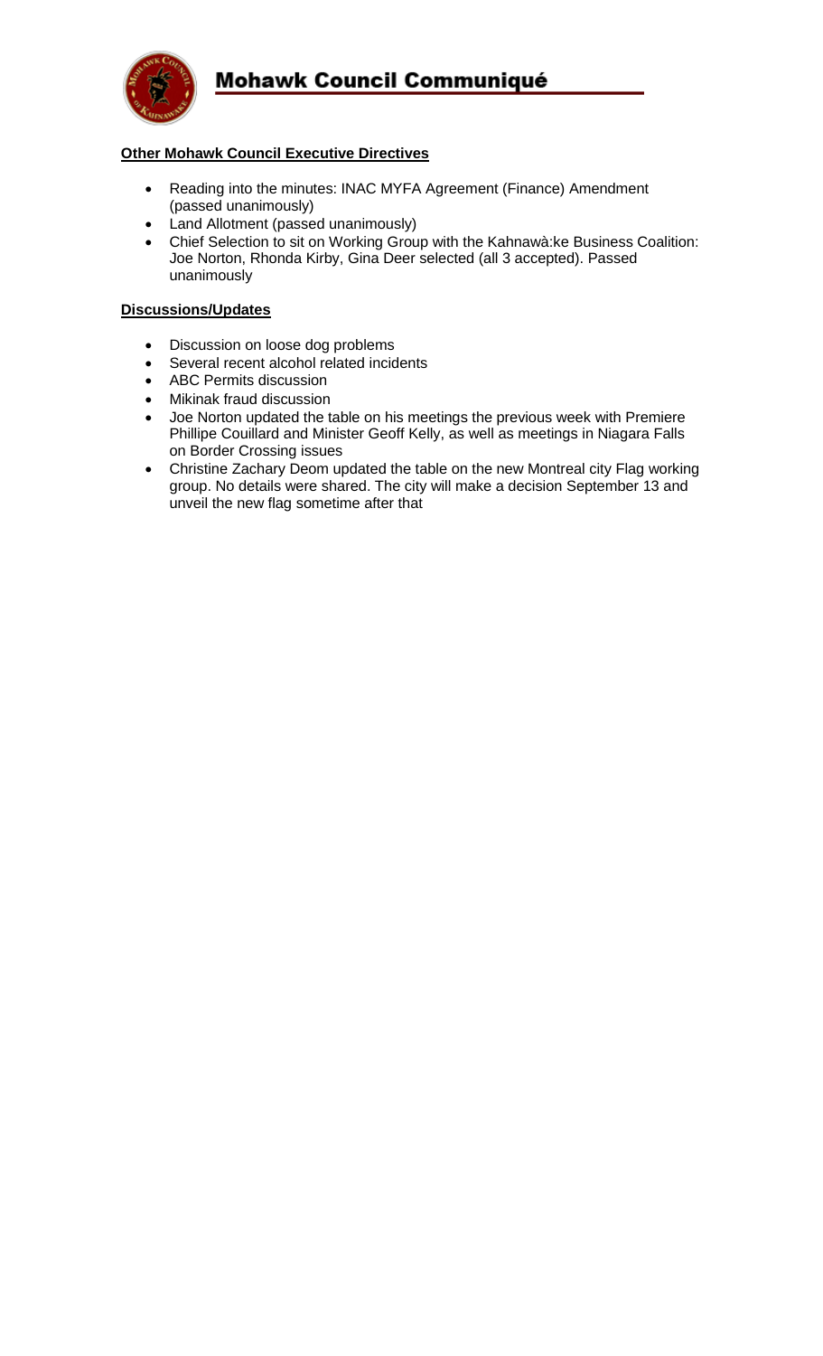## Other Mohawk Council Executive Directives

- Reading into the minutes: INAC MYFA Agreement (Finance) Amendment (passed unanimously)
- Land Allotment (passed unanimously)
- Chief Selection to sit on Working Group with the Kahnawà:ke Business Coalition: Joe Norton, Rhonda Kirby, Gina Deer selected (all 3 accepted). Passed unanimously

## Discussions/Updates

- Discussion on loose dog problems
- Several recent alcohol related incidents
- ABC Permits discussion
- Mikinak fraud discussion
- Joe Norton updated the table on his meetings the previous week with Premiere Phillipe Couillard and Minister Geoff Kelly, as well as meetings in Niagara Falls on Border Crossing issues
- Christine Zachary Deom updated the table on the new Montreal city Flag working group. No details were shared. The city will make a decision September 13 and unveil the new flag sometime after that